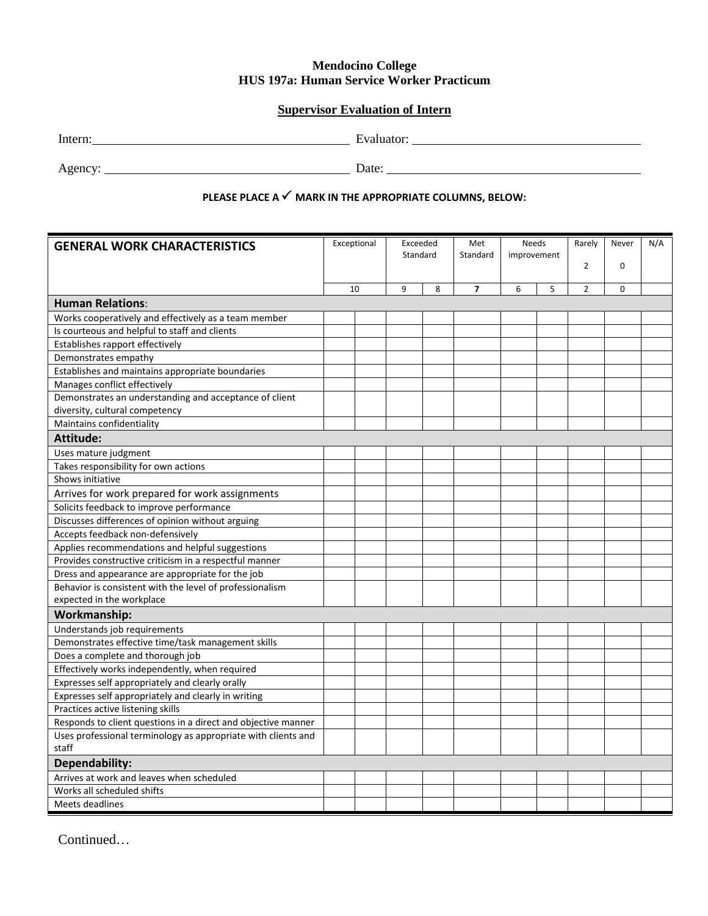**Mendocino College**
**HUS 197a: Human Service Worker Practicum**

**Supervisor Evaluation of Intern**

Intern: \_\_\_\_\_\_\_\_\_\_\_\_\_\_\_\_\_\_\_\_\_\_\_\_\_\_\_\_\_\_ Evaluator: \_\_\_\_\_\_\_\_\_\_\_\_\_\_\_\_\_\_\_\_\_\_\_\_\_\_\_\_\_\_

Agency: \_\_\_\_\_\_\_\_\_\_\_\_\_\_\_\_\_\_\_\_\_\_\_\_\_\_\_\_\_\_ Date: \_\_\_\_\_\_\_\_\_\_\_\_\_\_\_\_\_\_\_\_\_\_\_\_\_\_\_\_\_\_

**PLEASE PLACE A ✓ MARK IN THE APPROPRIATE COLUMNS, BELOW:**

| GENERAL WORK CHARACTERISTICS | Exceptional | | Exceeded Standard | | Met Standard | Needs improvement | | Rarely 2 | Never 0 | N/A |
|---|---|---|---|---|---|---|---|---|---|---|
| | 10 | | 9 | 8 | 7 | 6 | 5 | 2 | 0 | |
| **Human Relations**: | | | | | | | | | | |
| Works cooperatively and effectively as a team member | | | | | | | | | | |
| Is courteous and helpful to staff and clients | | | | | | | | | | |
| Establishes rapport effectively | | | | | | | | | | |
| Demonstrates empathy | | | | | | | | | | |
| Establishes and maintains appropriate boundaries | | | | | | | | | | |
| Manages conflict effectively | | | | | | | | | | |
| Demonstrates an understanding and acceptance of client diversity, cultural competency | | | | | | | | | | |
| Maintains confidentiality | | | | | | | | | | |
| **Attitude:** | | | | | | | | | | |
| Uses mature judgment | | | | | | | | | | |
| Takes responsibility for own actions | | | | | | | | | | |
| Shows initiative | | | | | | | | | | |
| Arrives for work prepared for work assignments | | | | | | | | | | |
| Solicits feedback to improve performance | | | | | | | | | | |
| Discusses differences of opinion without arguing | | | | | | | | | | |
| Accepts feedback non-defensively | | | | | | | | | | |
| Applies recommendations and helpful suggestions | | | | | | | | | | |
| Provides constructive criticism in a respectful manner | | | | | | | | | | |
| Dress and appearance are appropriate for the job | | | | | | | | | | |
| Behavior is consistent with the level of professionalism expected in the workplace | | | | | | | | | | |
| **Workmanship:** | | | | | | | | | | |
| Understands job requirements | | | | | | | | | | |
| Demonstrates effective time/task management skills | | | | | | | | | | |
| Does a complete and thorough job | | | | | | | | | | |
| Effectively works independently, when required | | | | | | | | | | |
| Expresses self appropriately and clearly orally | | | | | | | | | | |
| Expresses self appropriately and clearly in writing | | | | | | | | | | |
| Practices active listening skills | | | | | | | | | | |
| Responds to client questions in a direct and objective manner | | | | | | | | | | |
| Uses professional terminology as appropriate with clients and staff | | | | | | | | | | |
| **Dependability:** | | | | | | | | | | |
| Arrives at work and leaves when scheduled | | | | | | | | | | |
| Works all scheduled shifts | | | | | | | | | | |
| Meets deadlines | | | | | | | | | | |

Continued…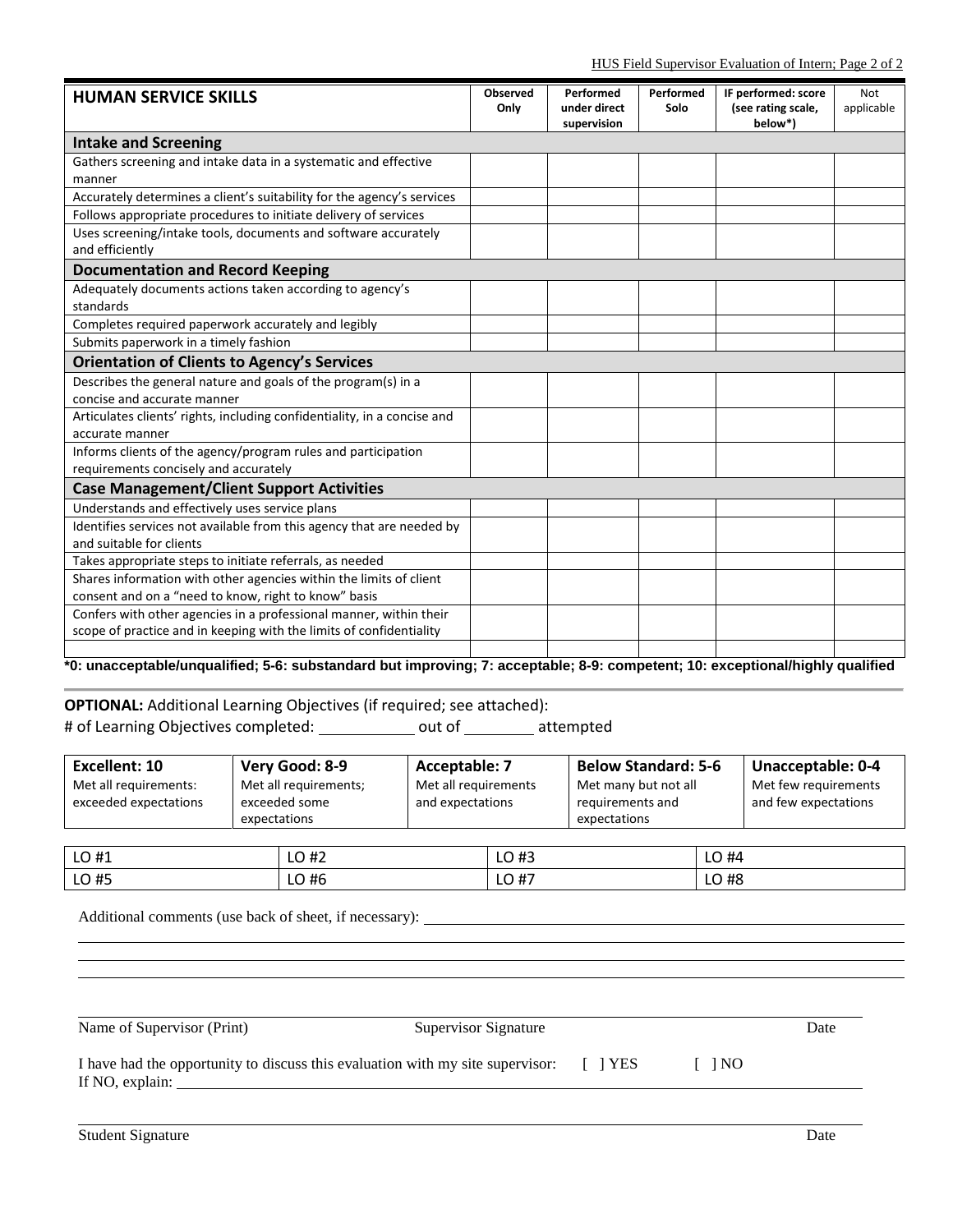| HUMAN SERVICE SKILLS | Observed Only | Performed under direct supervision | Performed Solo | IF performed: score (see rating scale, below*) | Not applicable |
|---|---|---|---|---|---|
| **Intake and Screening** | | | | | |
| Gathers screening and intake data in a systematic and effective manner | | | | | |
| Accurately determines a client's suitability for the agency's services | | | | | |
| Follows appropriate procedures to initiate delivery of services | | | | | |
| Uses screening/intake tools, documents and software accurately and efficiently | | | | | |
| **Documentation and Record Keeping** | | | | | |
| Adequately documents actions taken according to agency's standards | | | | | |
| Completes required paperwork accurately and legibly | | | | | |
| Submits paperwork in a timely fashion | | | | | |
| **Orientation of Clients to Agency's Services** | | | | | |
| Describes the general nature and goals of the program(s) in a concise and accurate manner | | | | | |
| Articulates clients' rights, including confidentiality, in a concise and accurate manner | | | | | |
| Informs clients of the agency/program rules and participation requirements concisely and accurately | | | | | |
| **Case Management/Client Support Activities** | | | | | |
| Understands and effectively uses service plans | | | | | |
| Identifies services not available from this agency that are needed by and suitable for clients | | | | | |
| Takes appropriate steps to initiate referrals, as needed | | | | | |
| Shares information with other agencies within the limits of client consent and on a "need to know, right to know" basis | | | | | |
| Confers with other agencies in a professional manner, within their scope of practice and in keeping with the limits of confidentiality | | | | | |
| | | | | | |

**\*0: unacceptable/unqualified; 5-6: substandard but improving; 7: acceptable; 8-9: competent; 10: exceptional/highly qualified**

**OPTIONAL:** Additional Learning Objectives (if required; see attached):

# of Learning Objectives completed: ___________ out of ________ attempted

| **Excellent: 10** | **Very Good: 8-9** | **Acceptable: 7** | **Below Standard: 5-6** | **Unacceptable: 0-4** |
|---|---|---|---|---|
| Met all requirements: exceeded expectations | Met all requirements; exceeded some expectations | Met all requirements and expectations | Met many but not all requirements and expectations | Met few requirements and few expectations |

| | | | |
|---|---|---|---|
| LO #1 | LO #2 | LO #3 | LO #4 |
| LO #5 | LO #6 | LO #7 | LO #8 |

Additional comments (use back of sheet, if necessary): ____________________

______________________________________________

______________________________________________

______________________________________________

______________________________________________

Name of Supervisor (Print)　　　　Supervisor Signature　　　　Date

I have had the opportunity to discuss this evaluation with my site supervisor: [ ] YES [ ] NO

If NO, explain: ____________________

______________________________________________

Student Signature　　　　Date